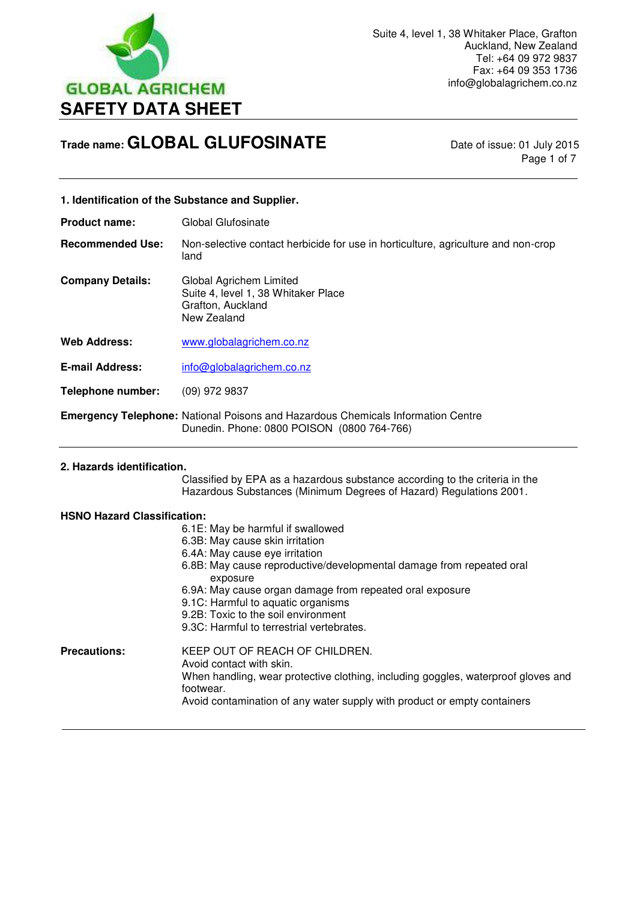GLOBAL AGRICHEM

# SAFETY DATA SHEET

Suite 4, level 1, 38 Whitaker Place, Grafton
Auckland, New Zealand
Tel: +64 09 972 9837
Fax: +64 09 353 1736
info@globalagrichem.co.nz

**Trade name: GLOBAL GLUFOSINATE**

Date of issue: 01 July 2015

## 1. Identification of the Substance and Supplier.

**Product name:** Global Glufosinate

**Recommended Use:** Non-selective contact herbicide for use in horticulture, agriculture and non-crop land

**Company Details:** Global Agrichem Limited
Suite 4, level 1, 38 Whitaker Place
Grafton, Auckland
New Zealand

**Web Address:** www.globalagrichem.co.nz

**E-mail Address:** info@globalagrichem.co.nz

**Telephone number:** (09) 972 9837

**Emergency Telephone:** National Poisons and Hazardous Chemicals Information Centre Dunedin. Phone: 0800 POISON (0800 764-766)

## 2. Hazards identification.

Classified by EPA as a hazardous substance according to the criteria in the Hazardous Substances (Minimum Degrees of Hazard) Regulations 2001.

**HSNO Hazard Classification:**

- 6.1E: May be harmful if swallowed
- 6.3B: May cause skin irritation
- 6.4A: May cause eye irritation
- 6.8B: May cause reproductive/developmental damage from repeated oral exposure
- 6.9A: May cause organ damage from repeated oral exposure
- 9.1C: Harmful to aquatic organisms
- 9.2B: Toxic to the soil environment
- 9.3C: Harmful to terrestrial vertebrates.

**Precautions:** KEEP OUT OF REACH OF CHILDREN.
Avoid contact with skin.
When handling, wear protective clothing, including goggles, waterproof gloves and footwear.
Avoid contamination of any water supply with product or empty containers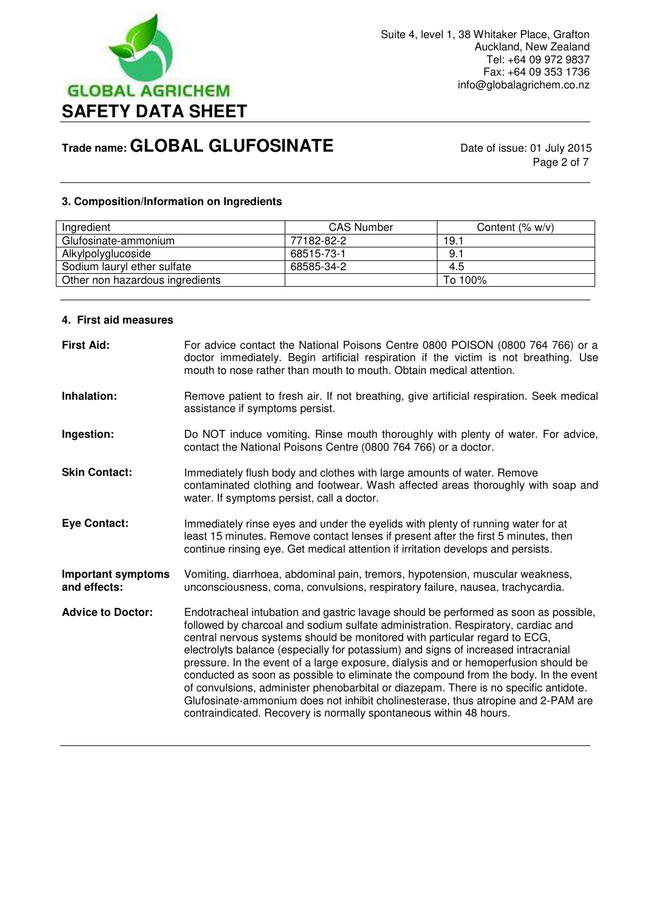## 3. Composition/Information on Ingredients

| Ingredient | CAS Number | Content (% w/v) |
|---|---|---|
| Glufosinate-ammonium | 77182-82-2 | 19.1 |
| Alkylpolyglucoside | 68515-73-1 | 9.1 |
| Sodium lauryl ether sulfate | 68585-34-2 | 4.5 |
| Other non hazardous ingredients | | To 100% |

## 4. First aid measures

**First Aid:** For advice contact the National Poisons Centre 0800 POISON (0800 764 766) or a doctor immediately. Begin artificial respiration if the victim is not breathing. Use mouth to nose rather than mouth to mouth. Obtain medical attention.

**Inhalation:** Remove patient to fresh air. If not breathing, give artificial respiration. Seek medical assistance if symptoms persist.

**Ingestion:** Do NOT induce vomiting. Rinse mouth thoroughly with plenty of water. For advice, contact the National Poisons Centre (0800 764 766) or a doctor.

**Skin Contact:** Immediately flush body and clothes with large amounts of water. Remove contaminated clothing and footwear. Wash affected areas thoroughly with soap and water. If symptoms persist, call a doctor.

**Eye Contact:** Immediately rinse eyes and under the eyelids with plenty of running water for at least 15 minutes. Remove contact lenses if present after the first 5 minutes, then continue rinsing eye. Get medical attention if irritation develops and persists.

**Important symptoms and effects:** Vomiting, diarrhoea, abdominal pain, tremors, hypotension, muscular weakness, unconsciousness, coma, convulsions, respiratory failure, nausea, trachycardia.

**Advice to Doctor:** Endotracheal intubation and gastric lavage should be performed as soon as possible, followed by charcoal and sodium sulfate administration. Respiratory, cardiac and central nervous systems should be monitored with particular regard to ECG, electrolyts balance (especially for potassium) and signs of increased intracranial pressure. In the event of a large exposure, dialysis and or hemoperfusion should be conducted as soon as possible to eliminate the compound from the body. In the event of convulsions, administer phenobarbital or diazepam. There is no specific antidote. Glufosinate-ammonium does not inhibit cholinesterase, thus atropine and 2-PAM are contraindicated. Recovery is normally spontaneous within 48 hours.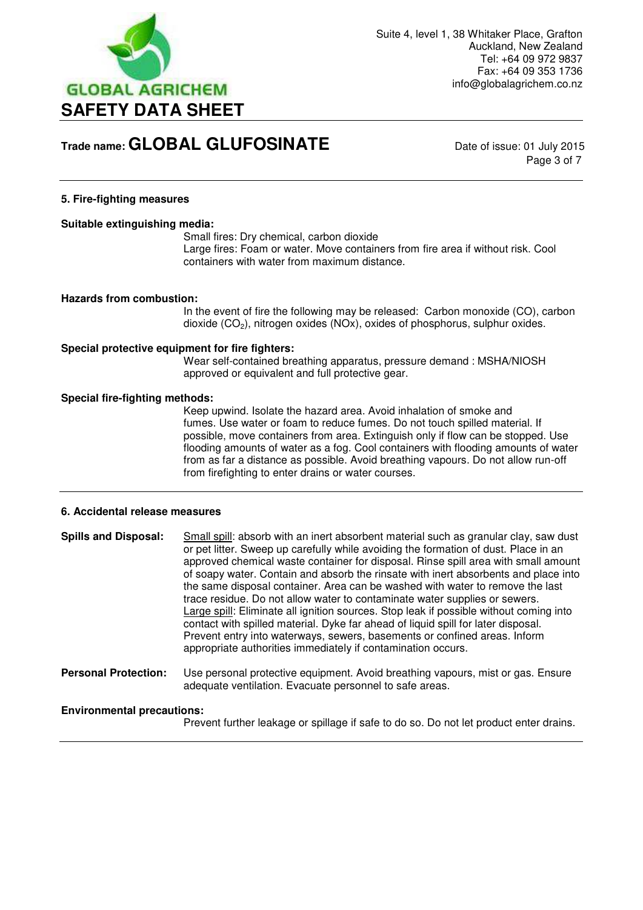## 5. Fire-fighting measures

**Suitable extinguishing media:**

Small fires: Dry chemical, carbon dioxide
Large fires: Foam or water. Move containers from fire area if without risk. Cool containers with water from maximum distance.

**Hazards from combustion:**

In the event of fire the following may be released: Carbon monoxide (CO), carbon dioxide ($CO_2$), nitrogen oxides (NOx), oxides of phosphorus, sulphur oxides.

**Special protective equipment for fire fighters:**

Wear self-contained breathing apparatus, pressure demand : MSHA/NIOSH approved or equivalent and full protective gear.

**Special fire-fighting methods:**

Keep upwind. Isolate the hazard area. Avoid inhalation of smoke and fumes. Use water or foam to reduce fumes. Do not touch spilled material. If possible, move containers from area. Extinguish only if flow can be stopped. Use flooding amounts of water as a fog. Cool containers with flooding amounts of water from as far a distance as possible. Avoid breathing vapours. Do not allow run-off from firefighting to enter drains or water courses.

## 6. Accidental release measures

**Spills and Disposal:** Small spill: absorb with an inert absorbent material such as granular clay, saw dust or pet litter. Sweep up carefully while avoiding the formation of dust. Place in an approved chemical waste container for disposal. Rinse spill area with small amount of soapy water. Contain and absorb the rinsate with inert absorbents and place into the same disposal container. Area can be washed with water to remove the last trace residue. Do not allow water to contaminate water supplies or sewers.
Large spill: Eliminate all ignition sources. Stop leak if possible without coming into contact with spilled material. Dyke far ahead of liquid spill for later disposal. Prevent entry into waterways, sewers, basements or confined areas. Inform appropriate authorities immediately if contamination occurs.

**Personal Protection:** Use personal protective equipment. Avoid breathing vapours, mist or gas. Ensure adequate ventilation. Evacuate personnel to safe areas.

**Environmental precautions:**

Prevent further leakage or spillage if safe to do so. Do not let product enter drains.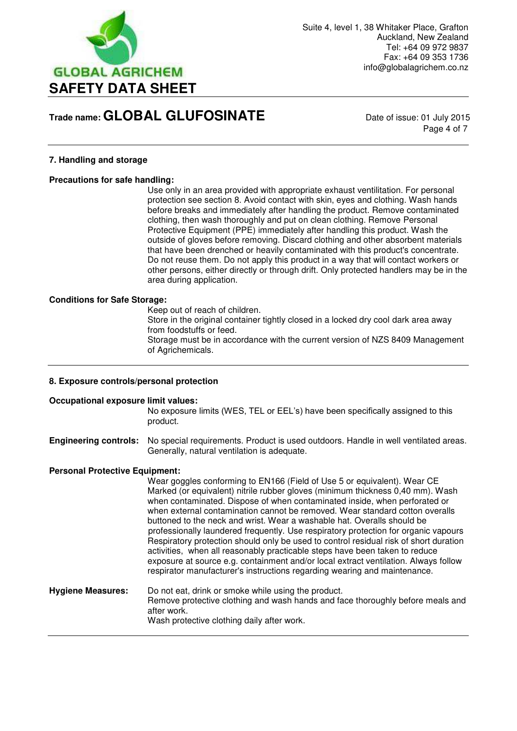## 7. Handling and storage

**Precautions for safe handling:**

Use only in an area provided with appropriate exhaust ventilitation. For personal protection see section 8. Avoid contact with skin, eyes and clothing. Wash hands before breaks and immediately after handling the product. Remove contaminated clothing, then wash thoroughly and put on clean clothing. Remove Personal Protective Equipment (PPE) immediately after handling this product. Wash the outside of gloves before removing. Discard clothing and other absorbent materials that have been drenched or heavily contaminated with this product's concentrate. Do not reuse them. Do not apply this product in a way that will contact workers or other persons, either directly or through drift. Only protected handlers may be in the area during application.

**Conditions for Safe Storage:**

Keep out of reach of children.
Store in the original container tightly closed in a locked dry cool dark area away from foodstuffs or feed.
Storage must be in accordance with the current version of NZS 8409 Management of Agrichemicals.

## 8. Exposure controls/personal protection

**Occupational exposure limit values:**

No exposure limits (WES, TEL or EEL's) have been specifically assigned to this product.

**Engineering controls:** No special requirements. Product is used outdoors. Handle in well ventilated areas. Generally, natural ventilation is adequate.

**Personal Protective Equipment:**

Wear goggles conforming to EN166 (Field of Use 5 or equivalent). Wear CE Marked (or equivalent) nitrile rubber gloves (minimum thickness 0,40 mm). Wash when contaminated. Dispose of when contaminated inside, when perforated or when external contamination cannot be removed. Wear standard cotton overalls buttoned to the neck and wrist. Wear a washable hat. Overalls should be professionally laundered frequently. Use respiratory protection for organic vapours Respiratory protection should only be used to control residual risk of short duration activities, when all reasonably practicable steps have been taken to reduce exposure at source e.g. containment and/or local extract ventilation. Always follow respirator manufacturer's instructions regarding wearing and maintenance.

**Hygiene Measures:** Do not eat, drink or smoke while using the product.
Remove protective clothing and wash hands and face thoroughly before meals and after work.
Wash protective clothing daily after work.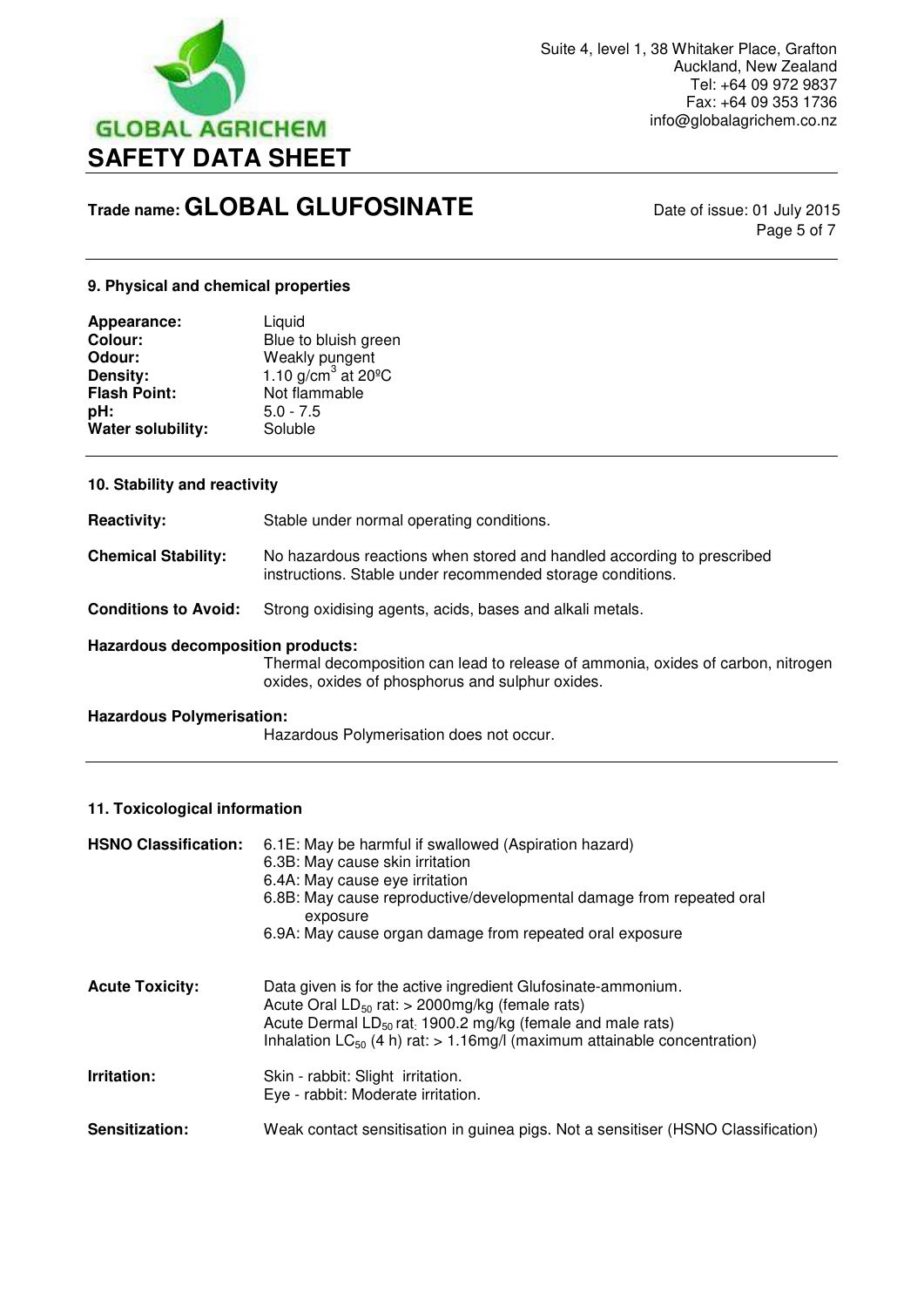## 9. Physical and chemical properties

| | |
|---|---|
| **Appearance:** | Liquid |
| **Colour:** | Blue to bluish green |
| **Odour:** | Weakly pungent |
| **Density:** | 1.10 g/cm$^3$ at 20ºC |
| **Flash Point:** | Not flammable |
| **pH:** | 5.0 - 7.5 |
| **Water solubility:** | Soluble |

## 10. Stability and reactivity

**Reactivity:** Stable under normal operating conditions.

**Chemical Stability:** No hazardous reactions when stored and handled according to prescribed instructions. Stable under recommended storage conditions.

**Conditions to Avoid:** Strong oxidising agents, acids, bases and alkali metals.

**Hazardous decomposition products:**
Thermal decomposition can lead to release of ammonia, oxides of carbon, nitrogen oxides, oxides of phosphorus and sulphur oxides.

**Hazardous Polymerisation:**
Hazardous Polymerisation does not occur.

## 11. Toxicological information

**HSNO Classification:**
6.1E: May be harmful if swallowed (Aspiration hazard)
6.3B: May cause skin irritation
6.4A: May cause eye irritation
6.8B: May cause reproductive/developmental damage from repeated oral exposure
6.9A: May cause organ damage from repeated oral exposure

**Acute Toxicity:**
Data given is for the active ingredient Glufosinate-ammonium.
Acute Oral $LD_{50}$ rat: > 2000mg/kg (female rats)
Acute Dermal $LD_{50}$ rat: 1900.2 mg/kg (female and male rats)
Inhalation $LC_{50}$ (4 h) rat: > 1.16mg/l (maximum attainable concentration)

**Irritation:**
Skin - rabbit: Slight irritation.
Eye - rabbit: Moderate irritation.

**Sensitization:** Weak contact sensitisation in guinea pigs. Not a sensitiser (HSNO Classification)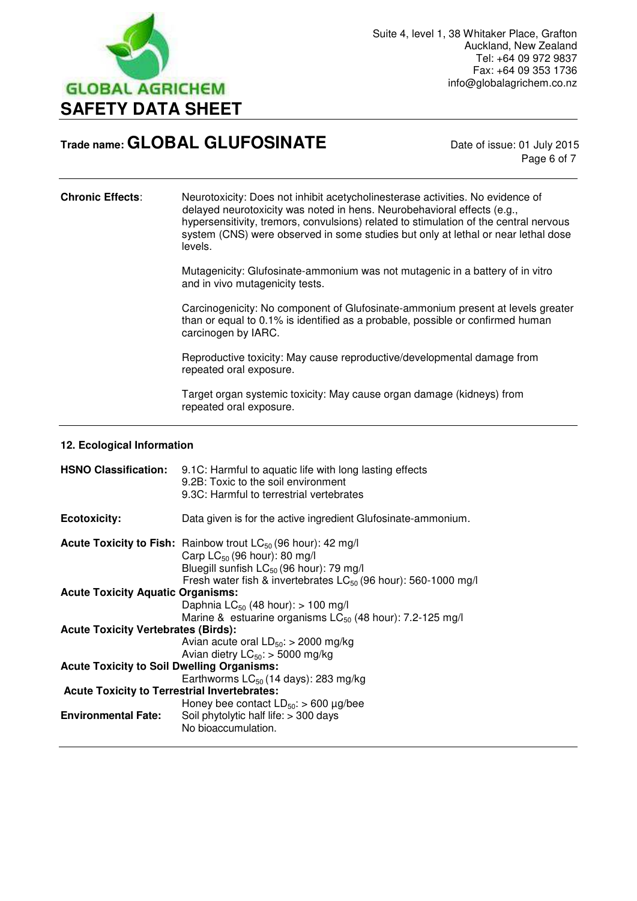**Chronic Effects**: Neurotoxicity: Does not inhibit acetycholinesterase activities. No evidence of delayed neurotoxicity was noted in hens. Neurobehavioral effects (e.g., hypersensitivity, tremors, convulsions) related to stimulation of the central nervous system (CNS) were observed in some studies but only at lethal or near lethal dose levels.

Mutagenicity: Glufosinate-ammonium was not mutagenic in a battery of in vitro and in vivo mutagenicity tests.

Carcinogenicity: No component of Glufosinate-ammonium present at levels greater than or equal to 0.1% is identified as a probable, possible or confirmed human carcinogen by IARC.

Reproductive toxicity: May cause reproductive/developmental damage from repeated oral exposure.

Target organ systemic toxicity: May cause organ damage (kidneys) from repeated oral exposure.

## 12. Ecological Information

**HSNO Classification:** 9.1C: Harmful to aquatic life with long lasting effects
9.2B: Toxic to the soil environment
9.3C: Harmful to terrestrial vertebrates

**Ecotoxicity:** Data given is for the active ingredient Glufosinate-ammonium.

**Acute Toxicity to Fish:** Rainbow trout $LC_{50}$ (96 hour): 42 mg/l
Carp $LC_{50}$ (96 hour): 80 mg/l
Bluegill sunfish $LC_{50}$ (96 hour): 79 mg/l
Fresh water fish & invertebrates $LC_{50}$ (96 hour): 560-1000 mg/l

**Acute Toxicity Aquatic Organisms:**
Daphnia $LC_{50}$ (48 hour): > 100 mg/l
Marine & estuarine organisms $LC_{50}$ (48 hour): 7.2-125 mg/l

**Acute Toxicity Vertebrates (Birds):**
Avian acute oral $LD_{50}$: > 2000 mg/kg
Avian dietry $LC_{50}$: > 5000 mg/kg

**Acute Toxicity to Soil Dwelling Organisms:**
Earthworms $LC_{50}$ (14 days): 283 mg/kg

**Acute Toxicity to Terrestrial Invertebrates:**
Honey bee contact $LD_{50}$: > 600 µg/bee

**Environmental Fate:** Soil phytolytic half life: > 300 days
No bioaccumulation.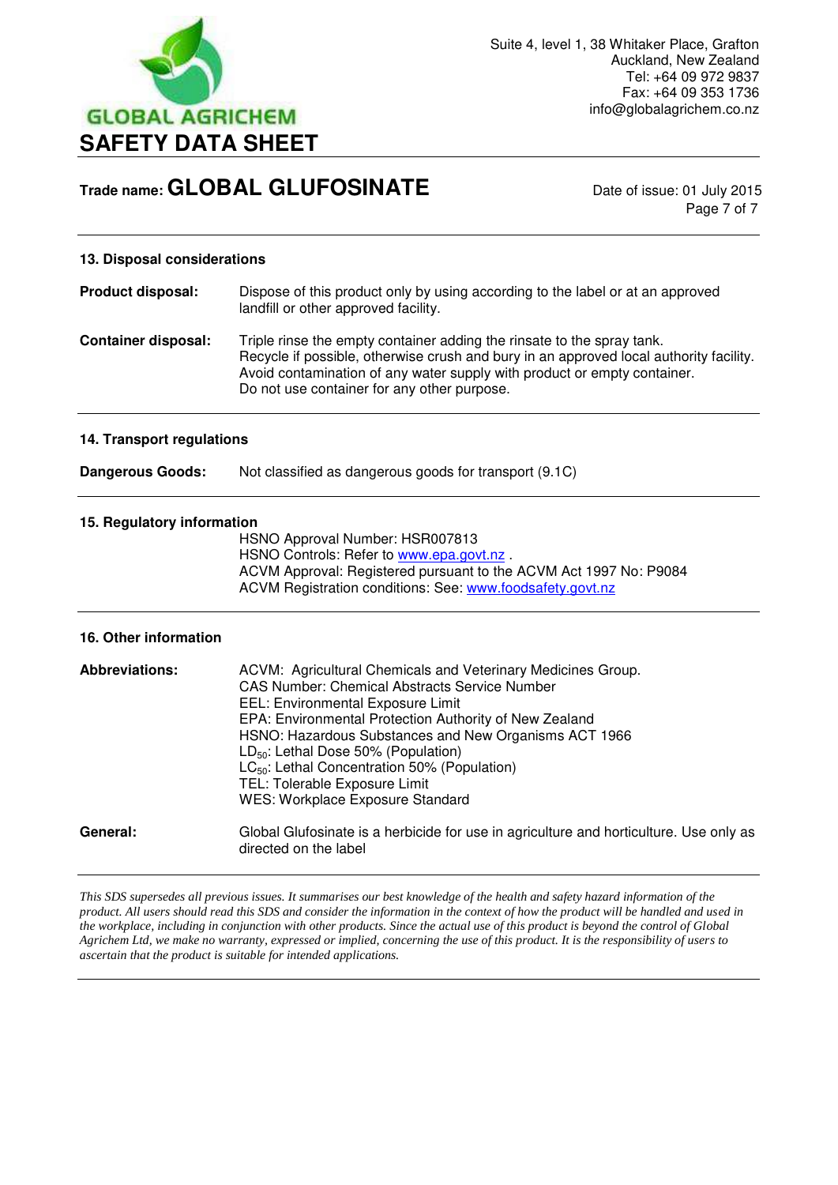## 13. Disposal considerations

**Product disposal:** Dispose of this product only by using according to the label or at an approved landfill or other approved facility.

**Container disposal:** Triple rinse the empty container adding the rinsate to the spray tank.
Recycle if possible, otherwise crush and bury in an approved local authority facility.
Avoid contamination of any water supply with product or empty container.
Do not use container for any other purpose.

## 14. Transport regulations

**Dangerous Goods:** Not classified as dangerous goods for transport (9.1C)

## 15. Regulatory information

HSNO Approval Number: HSR007813
HSNO Controls: Refer to www.epa.govt.nz .
ACVM Approval: Registered pursuant to the ACVM Act 1997 No: P9084
ACVM Registration conditions: See: www.foodsafety.govt.nz

## 16. Other information

**Abbreviations:**
ACVM: Agricultural Chemicals and Veterinary Medicines Group.
CAS Number: Chemical Abstracts Service Number
EEL: Environmental Exposure Limit
EPA: Environmental Protection Authority of New Zealand
HSNO: Hazardous Substances and New Organisms ACT 1966
$LD_{50}$: Lethal Dose 50% (Population)
$LC_{50}$: Lethal Concentration 50% (Population)
TEL: Tolerable Exposure Limit
WES: Workplace Exposure Standard

**General:** Global Glufosinate is a herbicide for use in agriculture and horticulture. Use only as directed on the label

*This SDS supersedes all previous issues. It summarises our best knowledge of the health and safety hazard information of the product. All users should read this SDS and consider the information in the context of how the product will be handled and used in the workplace, including in conjunction with other products. Since the actual use of this product is beyond the control of Global Agrichem Ltd, we make no warranty, expressed or implied, concerning the use of this product. It is the responsibility of users to ascertain that the product is suitable for intended applications.*